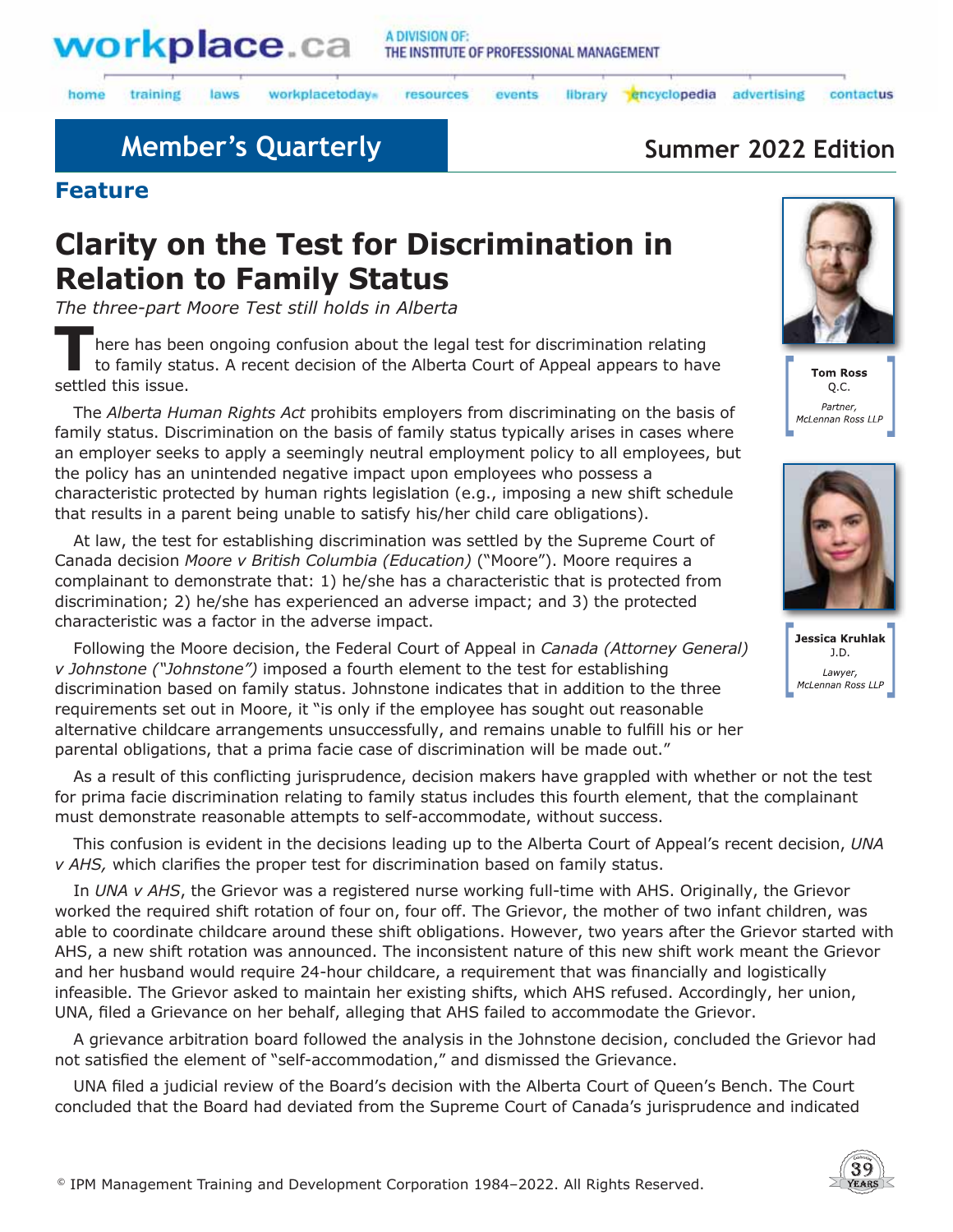# Member's Quarterly

**Summer 2022 Edition**

## Feature

# Clarity on the Test for Discrimination in Relation to Family Status

*The three-part Moore Test still holds in Alberta*

**Tom Ross**
Q.C.
*Partner, McLennan Ross LLP*

**Jessica Kruhlak**
J.D.
*Lawyer, McLennan Ross LLP*

There has been ongoing confusion about the legal test for discrimination relating to family status. A recent decision of the Alberta Court of Appeal appears to have settled this issue.

The *Alberta Human Rights Act* prohibits employers from discriminating on the basis of family status. Discrimination on the basis of family status typically arises in cases where an employer seeks to apply a seemingly neutral employment policy to all employees, but the policy has an unintended negative impact upon employees who possess a characteristic that is protected by human rights legislation (e.g., imposing a new shift schedule that results in a parent being unable to satisfy his/her child care obligations).

At law, the test for establishing discrimination was settled by the Supreme Court of Canada decision *Moore v British Columbia (Education)* ("Moore"). Moore requires a complainant to demonstrate that: 1) he/she has a characteristic that is protected from discrimination; 2) he/she has experienced an adverse impact; and 3) the protected characteristic was a factor in the adverse impact.

Following the Moore decision, the Federal Court of Appeal in *Canada (Attorney General) v Johnstone ("Johnstone")* imposed a fourth element to the test for establishing discrimination based on family status. Johnstone indicates that in addition to the three requirements set out in Moore, it "is only if the employee has sought out reasonable alternative childcare arrangements unsuccessfully, and remains unable to fulfill his or her parental obligations, that a prima facie case of discrimination will be made out."

As a result of this conflicting jurisprudence, decision makers have grappled with whether or not the test for prima facie discrimination relating to family status includes this fourth element, that the complainant must demonstrate reasonable attempts to self-accommodate, without success.

This confusion is evident in the decisions leading up to the Alberta Court of Appeal's recent decision, *UNA v AHS,* which clarifies the proper test for discrimination based on family status.

In *UNA v AHS*, the Grievor was a registered nurse working full-time with AHS. Originally, the Grievor worked the required shift rotation of four on, four off. The Grievor, the mother of two infant children, was able to coordinate childcare around these shift obligations. However, two years after the Grievor started with AHS, a new shift rotation was announced. The inconsistent nature of this new shift work meant the Grievor and her husband would require 24-hour childcare, a requirement that was financially and logistically infeasible. The Grievor asked to maintain her existing shifts, which AHS refused. Accordingly, her union, UNA, filed a Grievance on her behalf, alleging that AHS failed to accommodate the Grievor.

A grievance arbitration board followed the analysis in the Johnstone decision, concluded the Grievor had not satisfied the element of "self-accommodation," and dismissed the Grievance.

UNA filed a judicial review of the Board's decision with the Alberta Court of Queen's Bench. The Court concluded that the Board had deviated from the Supreme Court of Canada's jurisprudence and indicated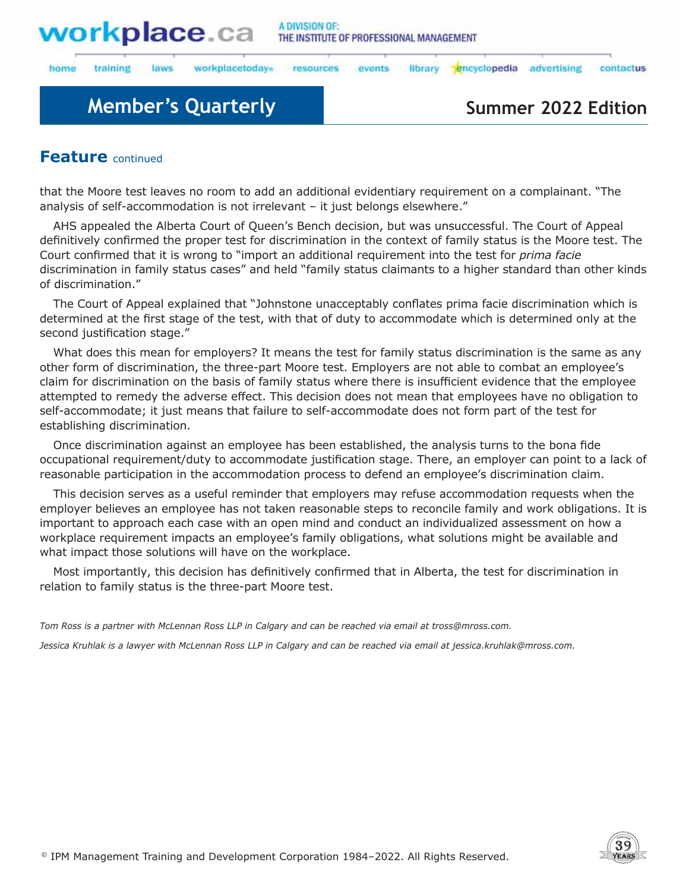## Feature continued

that the Moore test leaves no room to add an additional evidentiary requirement on a complainant. "The analysis of self-accommodation is not irrelevant – it just belongs elsewhere."

AHS appealed the Alberta Court of Queen's Bench decision, but was unsuccessful. The Court of Appeal definitively confirmed the proper test for discrimination in the context of family status is the Moore test. The Court confirmed that it is wrong to "import an additional requirement into the test for *prima facie* discrimination in family status cases" and held "family status claimants to a higher standard than other kinds of discrimination."

The Court of Appeal explained that "Johnstone unacceptably conflates prima facie discrimination which is determined at the first stage of the test, with that of duty to accommodate which is determined only at the second justification stage."

What does this mean for employers? It means the test for family status discrimination is the same as any other form of discrimination, the three-part Moore test. Employers are not able to combat an employee's claim for discrimination on the basis of family status where there is insufficient evidence that the employee attempted to remedy the adverse effect. This decision does not mean that employees have no obligation to self-accommodate; it just means that failure to self-accommodate does not form part of the test for establishing discrimination.

Once discrimination against an employee has been established, the analysis turns to the bona fide occupational requirement/duty to accommodate justification stage. There, an employer can point to a lack of reasonable participation in the accommodation process to defend an employee's discrimination claim.

This decision serves as a useful reminder that employers may refuse accommodation requests when the employer believes an employee has not taken reasonable steps to reconcile family and work obligations. It is important to approach each case with an open mind and conduct an individualized assessment on how a workplace requirement impacts an employee's family obligations, what solutions might be available and what impact those solutions will have on the workplace.

Most importantly, this decision has definitively confirmed that in Alberta, the test for discrimination in relation to family status is the three-part Moore test.

*Tom Ross is a partner with McLennan Ross LLP in Calgary and can be reached via email at tross@mross.com.*

*Jessica Kruhlak is a lawyer with McLennan Ross LLP in Calgary and can be reached via email at jessica.kruhlak@mross.com.*